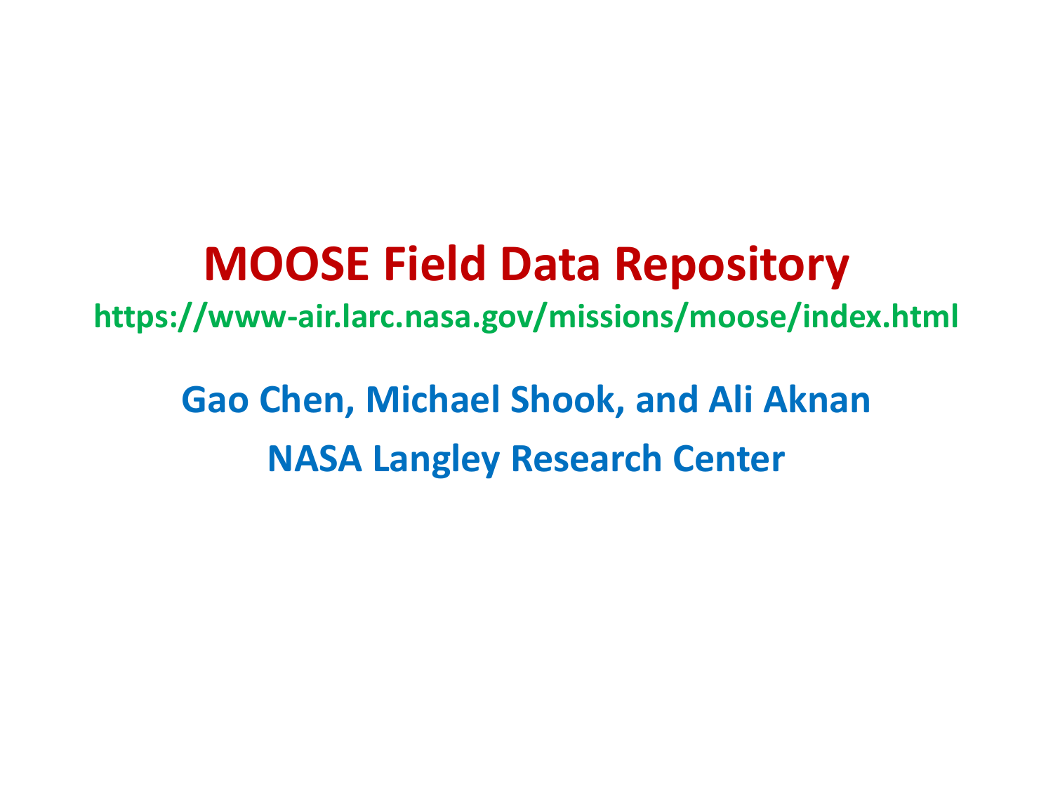# MOOSE Field Data Repository

**https://www-air.larc.nasa.gov/missions/moose/index.html**

**Gao Chen, Michael Shook, and Ali Aknan**

**NASA Langley Research Center**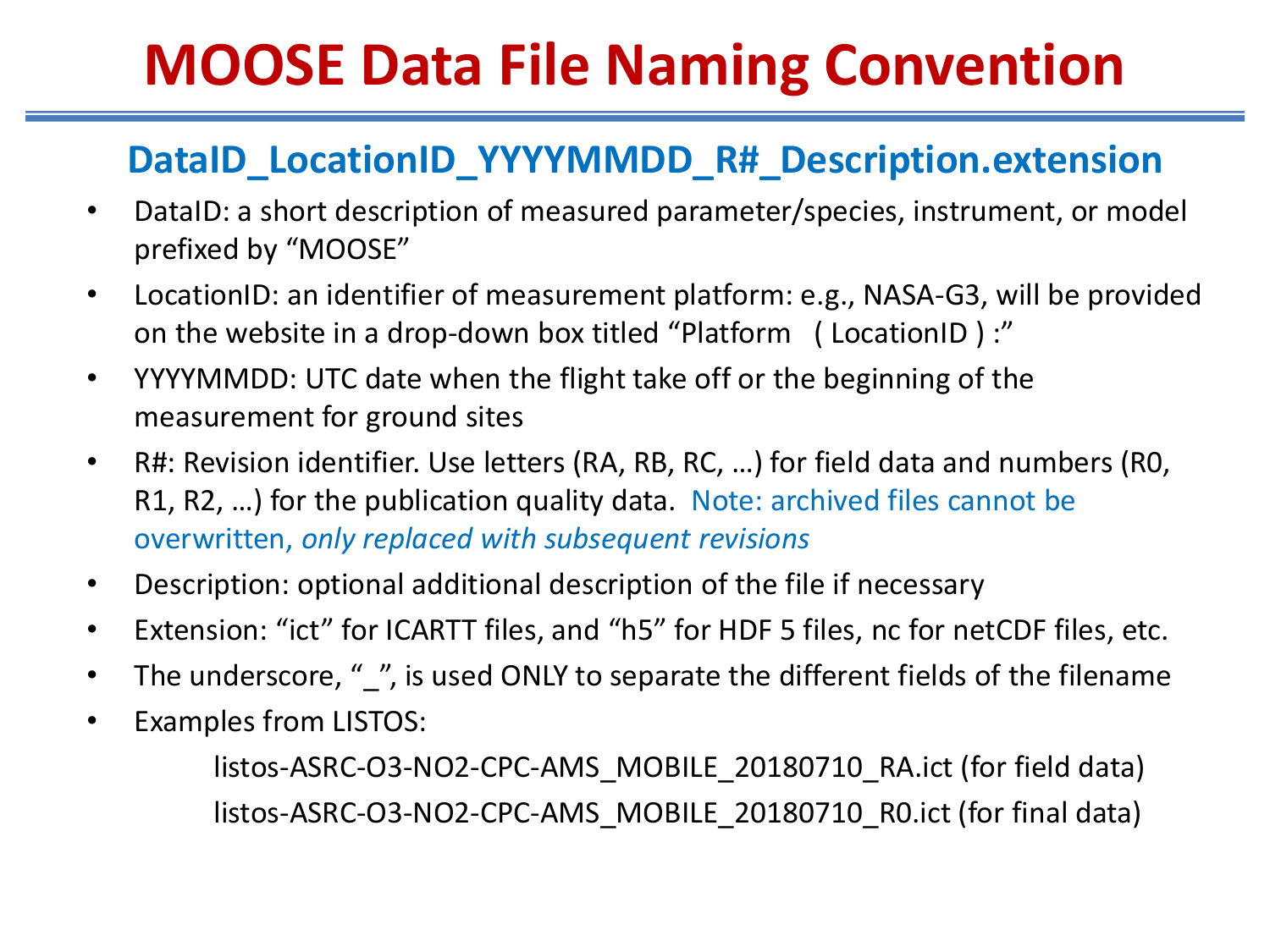# MOOSE Data File Naming Convention

## DataID_LocationID_YYYYMMDD_R#_Description.extension

- DataID: a short description of measured parameter/species, instrument, or model prefixed by "MOOSE"
- LocationID: an identifier of measurement platform: e.g., NASA-G3, will be provided on the website in a drop-down box titled "Platform ( LocationID ) :"
- YYYYMMDD: UTC date when the flight take off or the beginning of the measurement for ground sites
- R#: Revision identifier. Use letters (RA, RB, RC, …) for field data and numbers (R0, R1, R2, …) for the publication quality data. Note: archived files cannot be overwritten, *only replaced with subsequent revisions*
- Description: optional additional description of the file if necessary
- Extension: "ict" for ICARTT files, and "h5" for HDF 5 files, nc for netCDF files, etc.
- The underscore, "_", is used ONLY to separate the different fields of the filename
- Examples from LISTOS:

  listos-ASRC-O3-NO2-CPC-AMS_MOBILE_20180710_RA.ict (for field data)

  listos-ASRC-O3-NO2-CPC-AMS_MOBILE_20180710_R0.ict (for final data)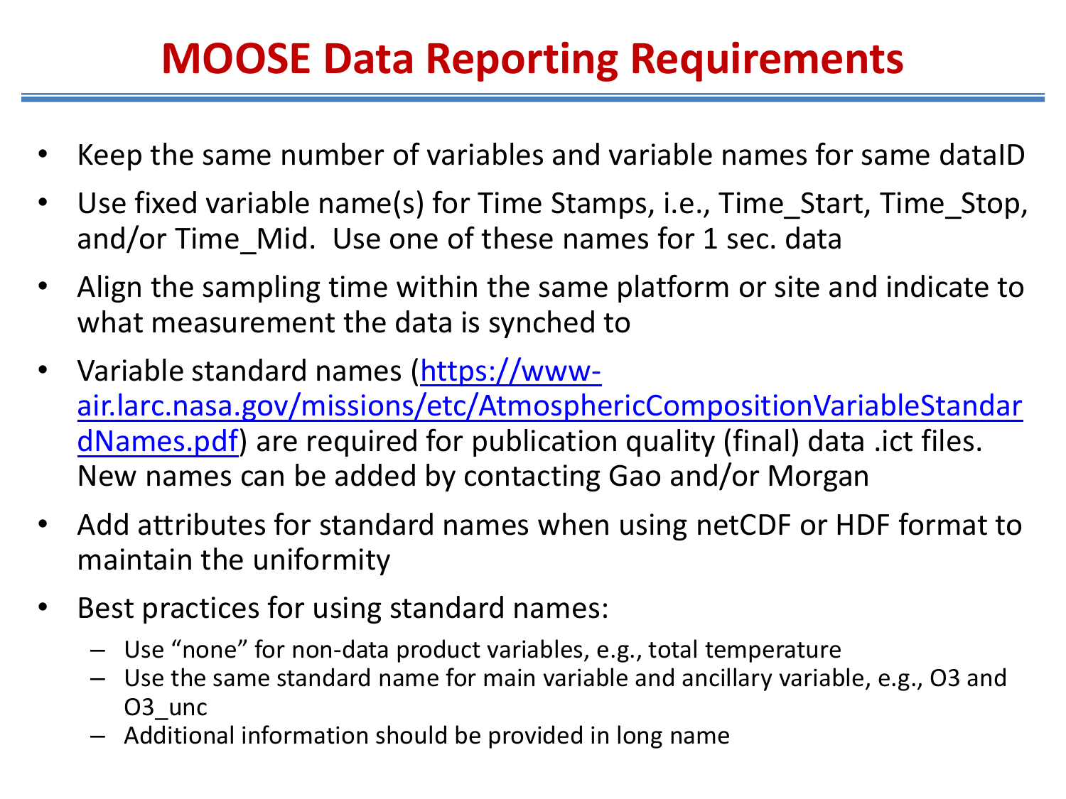# MOOSE Data Reporting Requirements

- Keep the same number of variables and variable names for same dataID
- Use fixed variable name(s) for Time Stamps, i.e., Time_Start, Time_Stop, and/or Time_Mid. Use one of these names for 1 sec. data
- Align the sampling time within the same platform or site and indicate to what measurement the data is synched to
- Variable standard names ([https://www-air.larc.nasa.gov/missions/etc/AtmosphericCompositionVariableStandardNames.pdf](https://www-air.larc.nasa.gov/missions/etc/AtmosphericCompositionVariableStandardNames.pdf)) are required for publication quality (final) data .ict files. New names can be added by contacting Gao and/or Morgan
- Add attributes for standard names when using netCDF or HDF format to maintain the uniformity
- Best practices for using standard names:
  - Use "none" for non-data product variables, e.g., total temperature
  - Use the same standard name for main variable and ancillary variable, e.g., O3 and O3_unc
  - Additional information should be provided in long name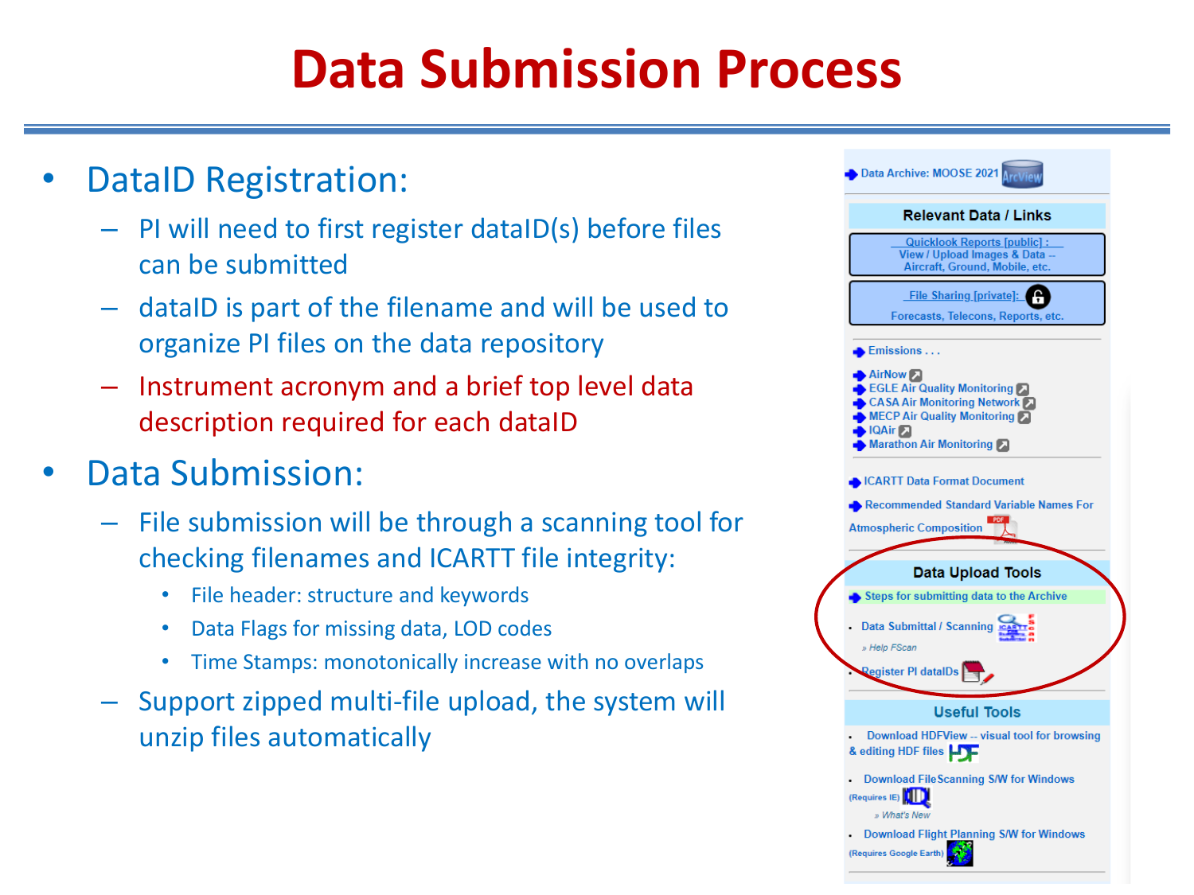# Data Submission Process

- DataID Registration:
  - PI will need to first register dataID(s) before files can be submitted
  - dataID is part of the filename and will be used to organize PI files on the data repository
  - Instrument acronym and a brief top level data description required for each dataID
- Data Submission:
  - File submission will be through a scanning tool for checking filenames and ICARTT file integrity:
    - File header: structure and keywords
    - Data Flags for missing data, LOD codes
    - Time Stamps: monotonically increase with no overlaps
  - Support zipped multi-file upload, the system will unzip files automatically

Data Archive: MOOSE 2021

**Relevant Data / Links**

Quicklook Reports [public] : View / Upload Images & Data -- Aircraft, Ground, Mobile, etc.

File Sharing [private]: Forecasts, Telecons, Reports, etc.

Emissions . . .

AirNow
EGLE Air Quality Monitoring
CASA Air Monitoring Network
MECP Air Quality Monitoring
IQAir
Marathon Air Monitoring

ICARTT Data Format Document

Recommended Standard Variable Names For Atmospheric Composition

**Data Upload Tools**

Steps for submitting data to the Archive

- Data Submittal / Scanning

» Help FScan

Register PI dataIDs

**Useful Tools**

- Download HDFView -- visual tool for browsing & editing HDF files
- Download FileScanning S/W for Windows (Requires IE)

» What's New

- Download Flight Planning S/W for Windows (Requires Google Earth)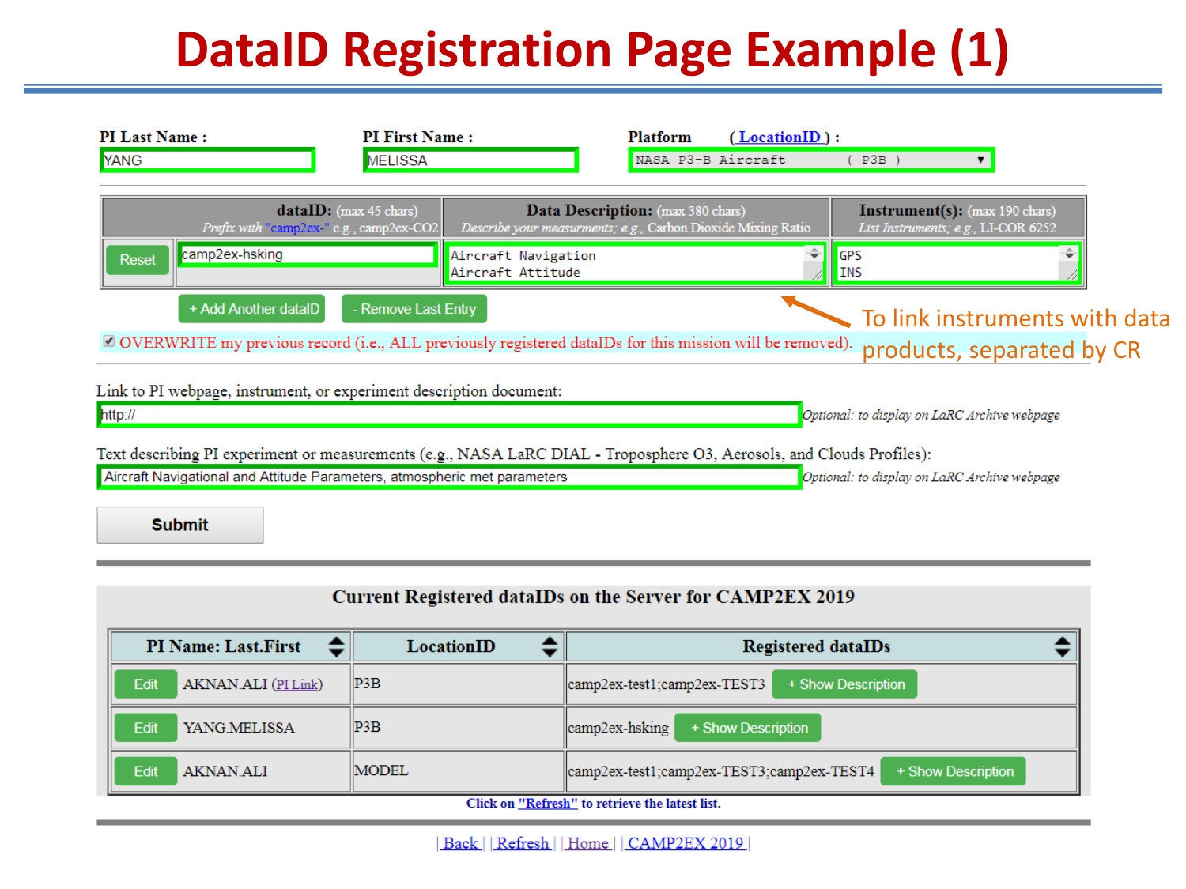# DataID Registration Page Example (1)

**PI Last Name :** YANG

**PI First Name :** MELISSA

**Platform ( LocationID ) :** NASA P3-B Aircraft ( P3B )

| | **dataID:** (max 45 chars) *Prefix with "camp2ex-" e.g., camp2ex-CO2* | **Data Description:** (max 380 chars) *Describe your measurments; e.g., Carbon Dioxide Mixing Ratio* | **Instrument(s):** (max 190 chars) *List Instruments; e.g., LI-COR 6252* |
|---|---|---|---|
| Reset | camp2ex-hsking | Aircraft Navigation<br>Aircraft Attitude | GPS<br>INS |

+ Add Another dataID | - Remove Last Entry

To link instruments with data products, separated by CR

☑ OVERWRITE my previous record (i.e., ALL previously registered dataIDs for this mission will be removed).

Link to PI webpage, instrument, or experiment description document:

http:// — *Optional: to display on LaRC Archive webpage*

Text describing PI experiment or measurements (e.g., NASA LaRC DIAL - Troposphere O3, Aerosols, and Clouds Profiles):

Aircraft Navigational and Attitude Parameters, atmospheric met parameters — *Optional: to display on LaRC Archive webpage*

**Submit**

## Current Registered dataIDs on the Server for CAMP2EX 2019

| PI Name: Last.First | LocationID | Registered dataIDs |
|---|---|---|
| Edit AKNAN.ALI (PI Link) | P3B | camp2ex-test1;camp2ex-TEST3 + Show Description |
| Edit YANG.MELISSA | P3B | camp2ex-hsking + Show Description |
| Edit AKNAN.ALI | MODEL | camp2ex-test1;camp2ex-TEST3;camp2ex-TEST4 + Show Description |

**Click on "Refresh" to retrieve the latest list.**

| Back | Refresh | Home | CAMP2EX 2019 |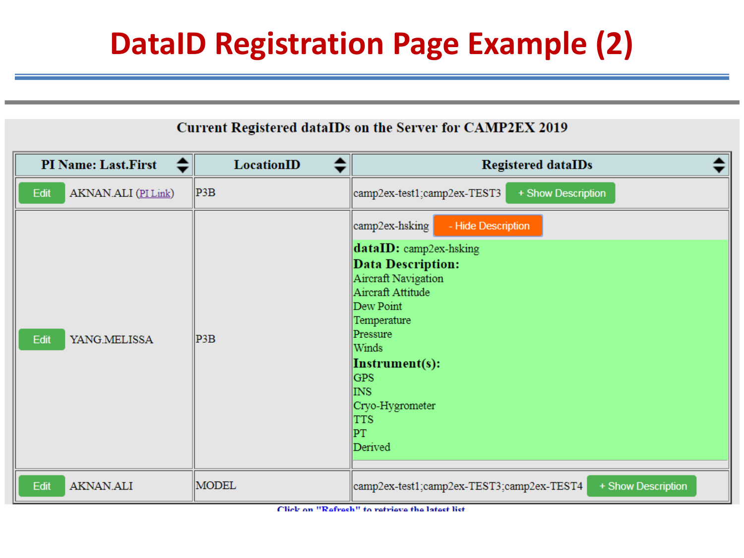# DataID Registration Page Example (2)

**Current Registered dataIDs on the Server for CAMP2EX 2019**

| PI Name: Last.First | LocationID | Registered dataIDs |
|---|---|---|
| Edit AKNAN.ALI (PI Link) | P3B | camp2ex-test1;camp2ex-TEST3 + Show Description |
| Edit YANG.MELISSA | P3B | camp2ex-hsking - Hide Description<br>**dataID:** camp2ex-hsking<br>**Data Description:**<br>Aircraft Navigation<br>Aircraft Attitude<br>Dew Point<br>Temperature<br>Pressure<br>Winds<br>**Instrument(s):**<br>GPS<br>INS<br>Cryo-Hygrometer<br>TTS<br>PT<br>Derived |
| Edit AKNAN.ALI | MODEL | camp2ex-test1;camp2ex-TEST3;camp2ex-TEST4 + Show Description |

Click on "Refresh" to retrieve the latest list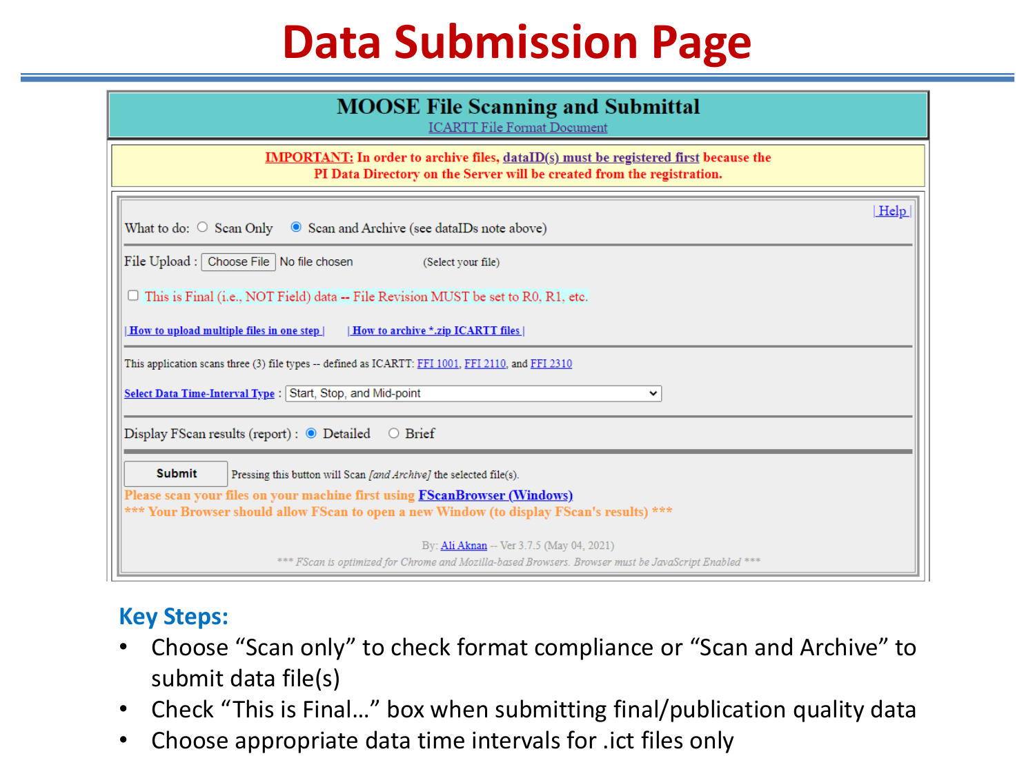# Data Submission Page

## MOOSE File Scanning and Submittal

ICARTT File Format Document

**IMPORTANT: In order to archive files, dataID(s) must be registered first because the PI Data Directory on the Server will be created from the registration.**

| Help |

What to do: ○ Scan Only ◉ Scan and Archive (see dataIDs note above)

File Upload : Choose File No file chosen (Select your file)

☐ This is Final (i.e., NOT Field) data -- File Revision MUST be set to R0, R1, etc.

| How to upload multiple files in one step | | How to archive *.zip ICARTT files |

This application scans three (3) file types -- defined as ICARTT: FFI 1001, FFI 2110, and FFI 2310

Select Data Time-Interval Type : Start, Stop, and Mid-point

Display FScan results (report) : ◉ Detailed ○ Brief

Submit — Pressing this button will Scan *[and Archive]* the selected file(s).

**Please scan your files on your machine first using FScanBrowser (Windows)**

**\*\*\* Your Browser should allow FScan to open a new Window (to display FScan's results) \*\*\***

By: Ali Aknan -- Ver 3.7.5 (May 04, 2021)

*\*\*\* FScan is optimized for Chrome and Mozilla-based Browsers. Browser must be JavaScript Enabled \*\*\**

### Key Steps:

- Choose “Scan only” to check format compliance or “Scan and Archive” to submit data file(s)
- Check “This is Final…” box when submitting final/publication quality data
- Choose appropriate data time intervals for .ict files only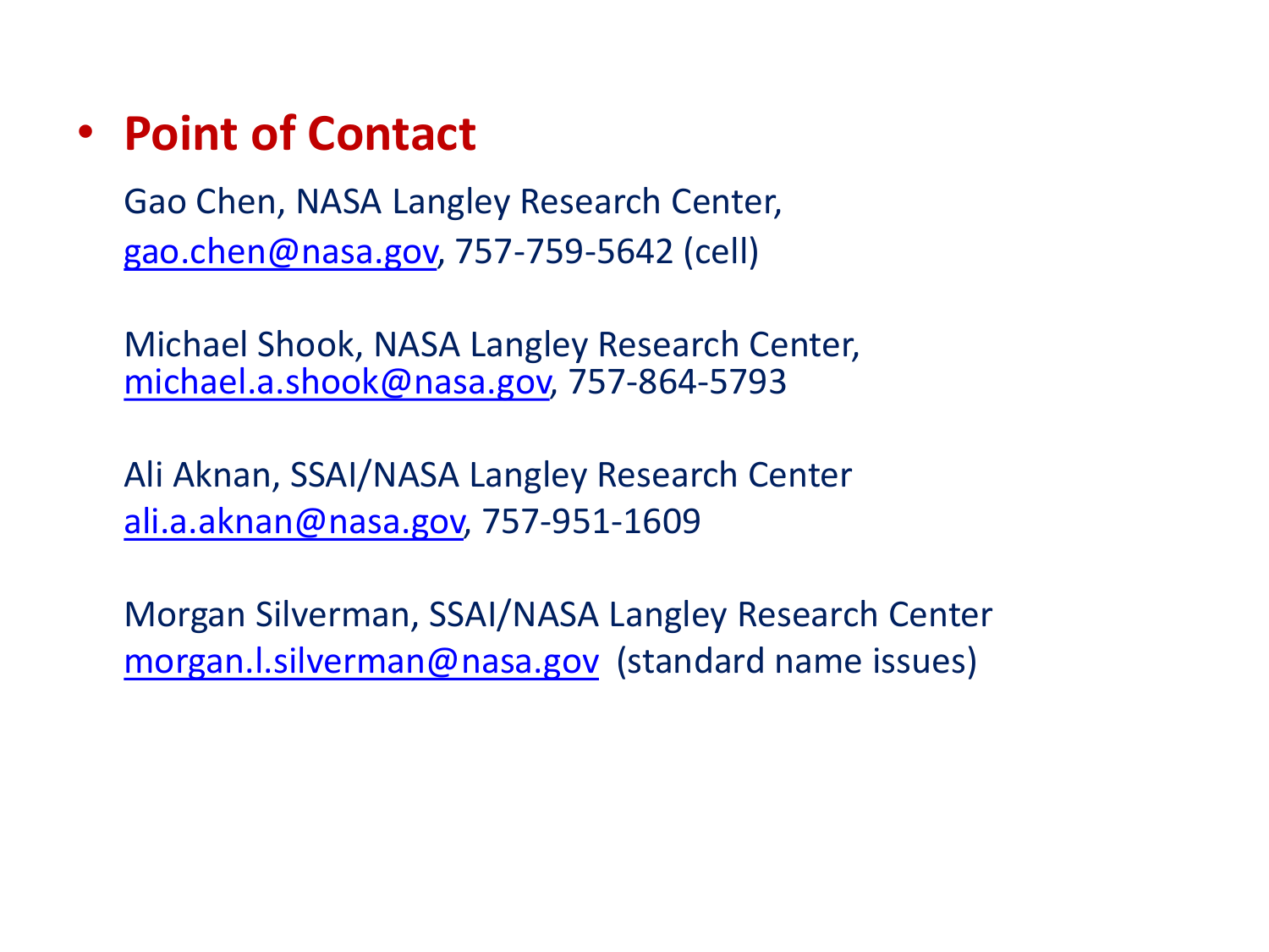- **Point of Contact**

Gao Chen, NASA Langley Research Center,
gao.chen@nasa.gov, 757-759-5642 (cell)

Michael Shook, NASA Langley Research Center,
michael.a.shook@nasa.gov, 757-864-5793

Ali Aknan, SSAI/NASA Langley Research Center
ali.a.aknan@nasa.gov, 757-951-1609

Morgan Silverman, SSAI/NASA Langley Research Center
morgan.l.silverman@nasa.gov (standard name issues)